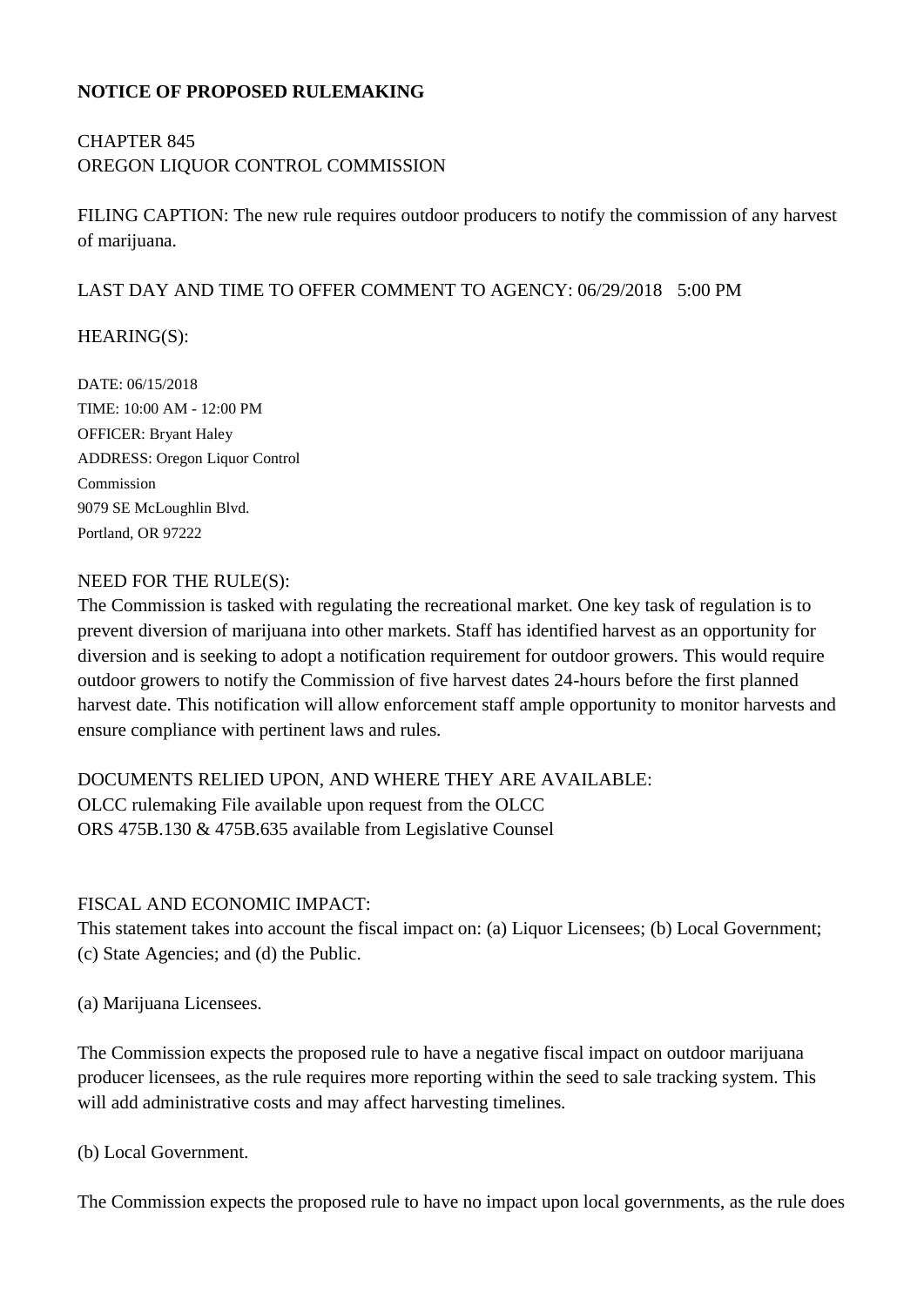**NOTICE OF PROPOSED RULEMAKING**

CHAPTER 845
OREGON LIQUOR CONTROL COMMISSION

FILING CAPTION: The new rule requires outdoor producers to notify the commission of any harvest of marijuana.

LAST DAY AND TIME TO OFFER COMMENT TO AGENCY: 06/29/2018 5:00 PM

HEARING(S):

DATE: 06/15/2018
TIME: 10:00 AM - 12:00 PM
OFFICER: Bryant Haley
ADDRESS: Oregon Liquor Control Commission
9079 SE McLoughlin Blvd.
Portland, OR 97222

NEED FOR THE RULE(S):
The Commission is tasked with regulating the recreational market. One key task of regulation is to prevent diversion of marijuana into other markets. Staff has identified harvest as an opportunity for diversion and is seeking to adopt a notification requirement for outdoor growers. This would require outdoor growers to notify the Commission of five harvest dates 24-hours before the first planned harvest date. This notification will allow enforcement staff ample opportunity to monitor harvests and ensure compliance with pertinent laws and rules.

DOCUMENTS RELIED UPON, AND WHERE THEY ARE AVAILABLE:
OLCC rulemaking File available upon request from the OLCC
ORS 475B.130 & 475B.635 available from Legislative Counsel

FISCAL AND ECONOMIC IMPACT:
This statement takes into account the fiscal impact on: (a) Liquor Licensees; (b) Local Government; (c) State Agencies; and (d) the Public.

(a) Marijuana Licensees.

The Commission expects the proposed rule to have a negative fiscal impact on outdoor marijuana producer licensees, as the rule requires more reporting within the seed to sale tracking system. This will add administrative costs and may affect harvesting timelines.

(b) Local Government.

The Commission expects the proposed rule to have no impact upon local governments, as the rule does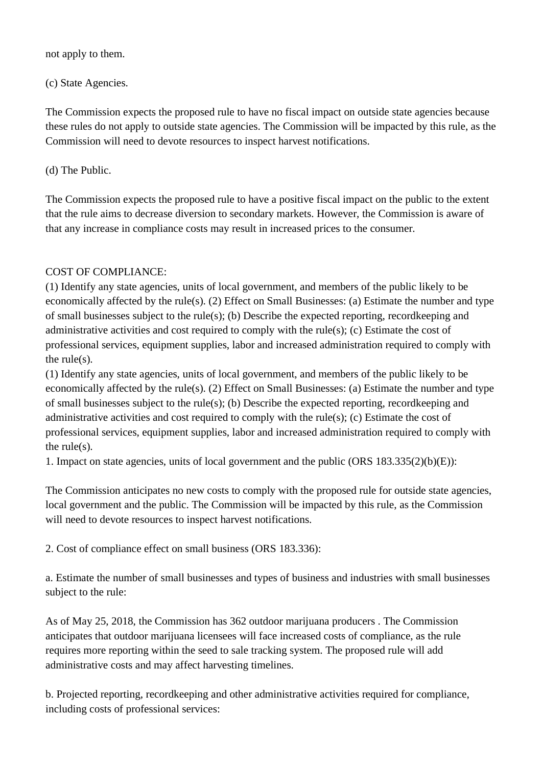not apply to them.

(c) State Agencies.

The Commission expects the proposed rule to have no fiscal impact on outside state agencies because these rules do not apply to outside state agencies. The Commission will be impacted by this rule, as the Commission will need to devote resources to inspect harvest notifications.

(d) The Public.

The Commission expects the proposed rule to have a positive fiscal impact on the public to the extent that the rule aims to decrease diversion to secondary markets. However, the Commission is aware of that any increase in compliance costs may result in increased prices to the consumer.

COST OF COMPLIANCE:
(1) Identify any state agencies, units of local government, and members of the public likely to be economically affected by the rule(s). (2) Effect on Small Businesses: (a) Estimate the number and type of small businesses subject to the rule(s); (b) Describe the expected reporting, recordkeeping and administrative activities and cost required to comply with the rule(s); (c) Estimate the cost of professional services, equipment supplies, labor and increased administration required to comply with the rule(s).
(1) Identify any state agencies, units of local government, and members of the public likely to be economically affected by the rule(s). (2) Effect on Small Businesses: (a) Estimate the number and type of small businesses subject to the rule(s); (b) Describe the expected reporting, recordkeeping and administrative activities and cost required to comply with the rule(s); (c) Estimate the cost of professional services, equipment supplies, labor and increased administration required to comply with the rule(s).
1. Impact on state agencies, units of local government and the public (ORS 183.335(2)(b)(E)):

The Commission anticipates no new costs to comply with the proposed rule for outside state agencies, local government and the public. The Commission will be impacted by this rule, as the Commission will need to devote resources to inspect harvest notifications.

2. Cost of compliance effect on small business (ORS 183.336):

a. Estimate the number of small businesses and types of business and industries with small businesses subject to the rule:

As of May 25, 2018, the Commission has 362 outdoor marijuana producers . The Commission anticipates that outdoor marijuana licensees will face increased costs of compliance, as the rule requires more reporting within the seed to sale tracking system. The proposed rule will add administrative costs and may affect harvesting timelines.

b. Projected reporting, recordkeeping and other administrative activities required for compliance, including costs of professional services: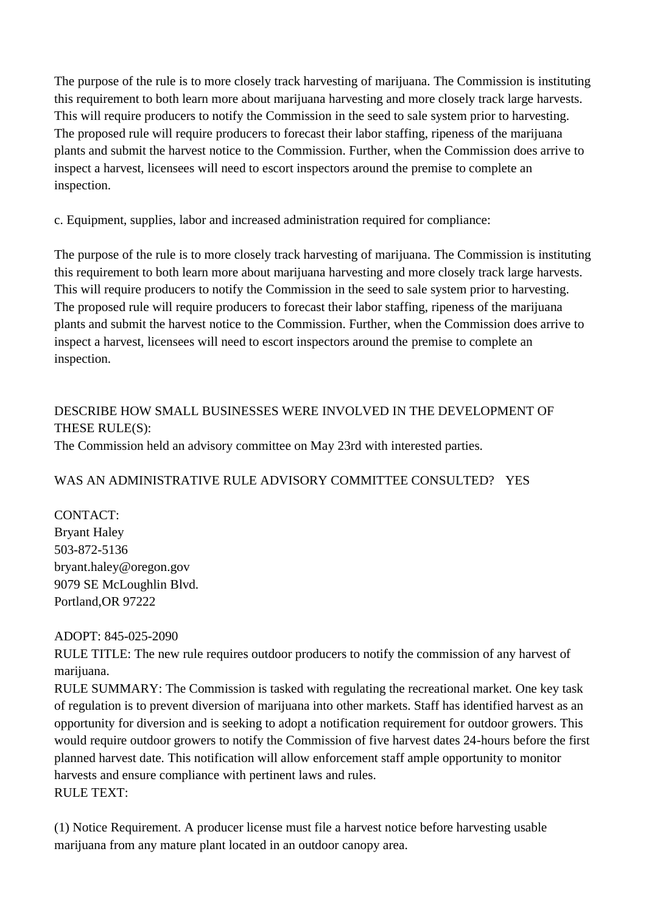The purpose of the rule is to more closely track harvesting of marijuana. The Commission is instituting this requirement to both learn more about marijuana harvesting and more closely track large harvests. This will require producers to notify the Commission in the seed to sale system prior to harvesting. The proposed rule will require producers to forecast their labor staffing, ripeness of the marijuana plants and submit the harvest notice to the Commission. Further, when the Commission does arrive to inspect a harvest, licensees will need to escort inspectors around the premise to complete an inspection.

c. Equipment, supplies, labor and increased administration required for compliance:

The purpose of the rule is to more closely track harvesting of marijuana. The Commission is instituting this requirement to both learn more about marijuana harvesting and more closely track large harvests. This will require producers to notify the Commission in the seed to sale system prior to harvesting. The proposed rule will require producers to forecast their labor staffing, ripeness of the marijuana plants and submit the harvest notice to the Commission. Further, when the Commission does arrive to inspect a harvest, licensees will need to escort inspectors around the premise to complete an inspection.

DESCRIBE HOW SMALL BUSINESSES WERE INVOLVED IN THE DEVELOPMENT OF THESE RULE(S):
The Commission held an advisory committee on May 23rd with interested parties.

WAS AN ADMINISTRATIVE RULE ADVISORY COMMITTEE CONSULTED? YES

CONTACT:
Bryant Haley
503-872-5136
bryant.haley@oregon.gov
9079 SE McLoughlin Blvd.
Portland,OR 97222

ADOPT: 845-025-2090
RULE TITLE: The new rule requires outdoor producers to notify the commission of any harvest of marijuana.
RULE SUMMARY: The Commission is tasked with regulating the recreational market. One key task of regulation is to prevent diversion of marijuana into other markets. Staff has identified harvest as an opportunity for diversion and is seeking to adopt a notification requirement for outdoor growers. This would require outdoor growers to notify the Commission of five harvest dates 24-hours before the first planned harvest date. This notification will allow enforcement staff ample opportunity to monitor harvests and ensure compliance with pertinent laws and rules.
RULE TEXT:

(1) Notice Requirement. A producer license must file a harvest notice before harvesting usable marijuana from any mature plant located in an outdoor canopy area.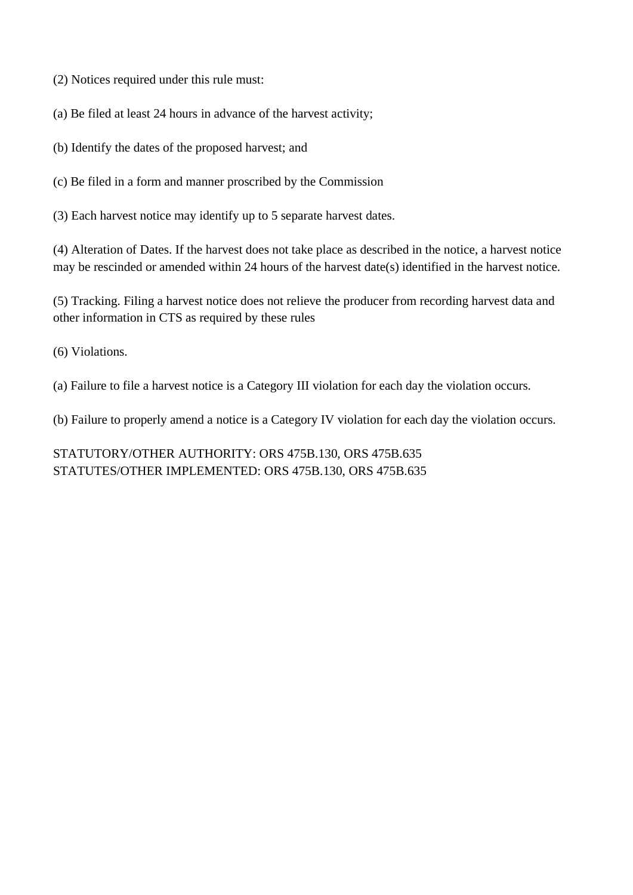(2) Notices required under this rule must:

(a) Be filed at least 24 hours in advance of the harvest activity;

(b) Identify the dates of the proposed harvest; and

(c) Be filed in a form and manner proscribed by the Commission

(3) Each harvest notice may identify up to 5 separate harvest dates.

(4) Alteration of Dates. If the harvest does not take place as described in the notice, a harvest notice may be rescinded or amended within 24 hours of the harvest date(s) identified in the harvest notice.

(5) Tracking. Filing a harvest notice does not relieve the producer from recording harvest data and other information in CTS as required by these rules

(6) Violations.

(a) Failure to file a harvest notice is a Category III violation for each day the violation occurs.

(b) Failure to properly amend a notice is a Category IV violation for each day the violation occurs.

STATUTORY/OTHER AUTHORITY: ORS 475B.130, ORS 475B.635
STATUTES/OTHER IMPLEMENTED: ORS 475B.130, ORS 475B.635